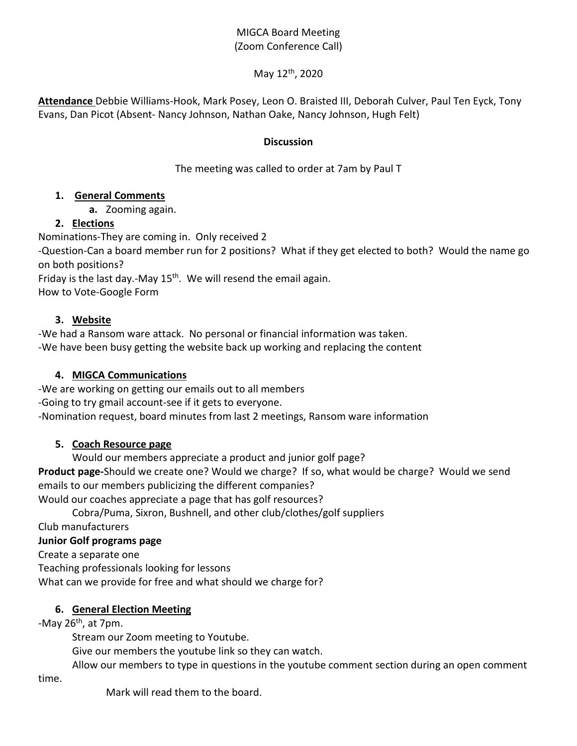MIGCA Board Meeting
(Zoom Conference Call)

May 12th, 2020

**Attendance** Debbie Williams-Hook, Mark Posey, Leon O. Braisted III, Deborah Culver, Paul Ten Eyck, Tony Evans, Dan Picot (Absent- Nancy Johnson, Nathan Oake, Nancy Johnson, Hugh Felt)

**Discussion**

The meeting was called to order at 7am by Paul T

1. **General Comments**
   a. Zooming again.
2. **Elections**

Nominations-They are coming in. Only received 2

-Question-Can a board member run for 2 positions? What if they get elected to both? Would the name go on both positions?

Friday is the last day.-May 15th. We will resend the email again.

How to Vote-Google Form

3. **Website**

-We had a Ransom ware attack. No personal or financial information was taken.

-We have been busy getting the website back up working and replacing the content

4. **MIGCA Communications**

-We are working on getting our emails out to all members

-Going to try gmail account-see if it gets to everyone.

-Nomination request, board minutes from last 2 meetings, Ransom ware information

5. **Coach Resource page**

Would our members appreciate a product and junior golf page?

**Product page-**Should we create one? Would we charge? If so, what would be charge? Would we send emails to our members publicizing the different companies?

Would our coaches appreciate a page that has golf resources?

Cobra/Puma, Sixron, Bushnell, and other club/clothes/golf suppliers

Club manufacturers

**Junior Golf programs page**

Create a separate one

Teaching professionals looking for lessons

What can we provide for free and what should we charge for?

6. **General Election Meeting**

-May 26th, at 7pm.

Stream our Zoom meeting to Youtube.

Give our members the youtube link so they can watch.

Allow our members to type in questions in the youtube comment section during an open comment time.

Mark will read them to the board.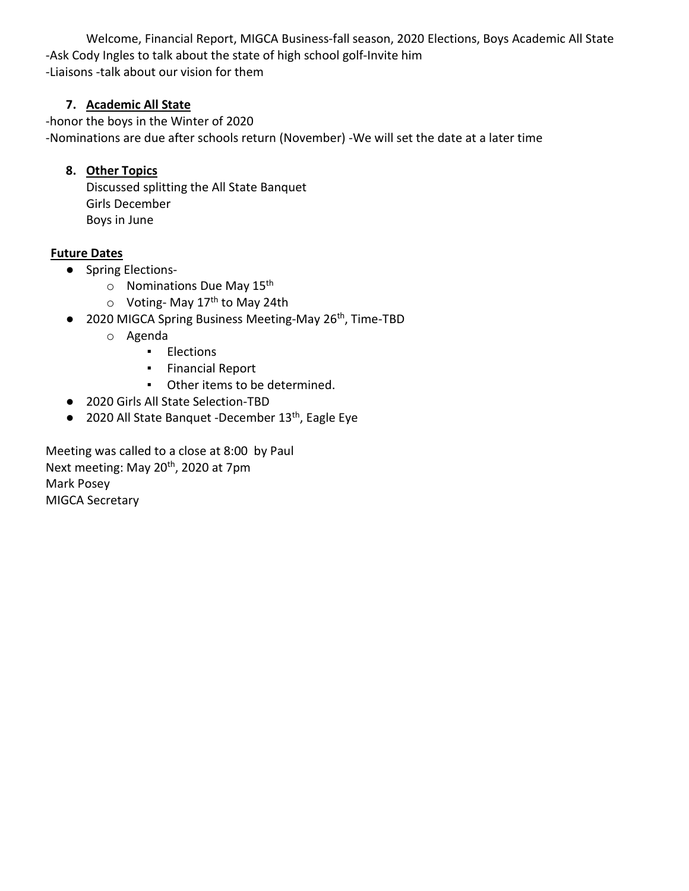Welcome, Financial Report, MIGCA Business-fall season, 2020 Elections, Boys Academic All State
-Ask Cody Ingles to talk about the state of high school golf-Invite him
-Liaisons -talk about our vision for them

7. **Academic All State**

-honor the boys in the Winter of 2020
-Nominations are due after schools return (November) -We will set the date at a later time

8. **Other Topics**

Discussed splitting the All State Banquet
Girls December
Boys in June

**Future Dates**

- Spring Elections-
    - Nominations Due May 15th
    - Voting- May 17th to May 24th
- 2020 MIGCA Spring Business Meeting-May 26th, Time-TBD
    - Agenda
        - Elections
        - Financial Report
        - Other items to be determined.
- 2020 Girls All State Selection-TBD
- 2020 All State Banquet -December 13th, Eagle Eye

Meeting was called to a close at 8:00 by Paul
Next meeting: May 20th, 2020 at 7pm
Mark Posey
MIGCA Secretary